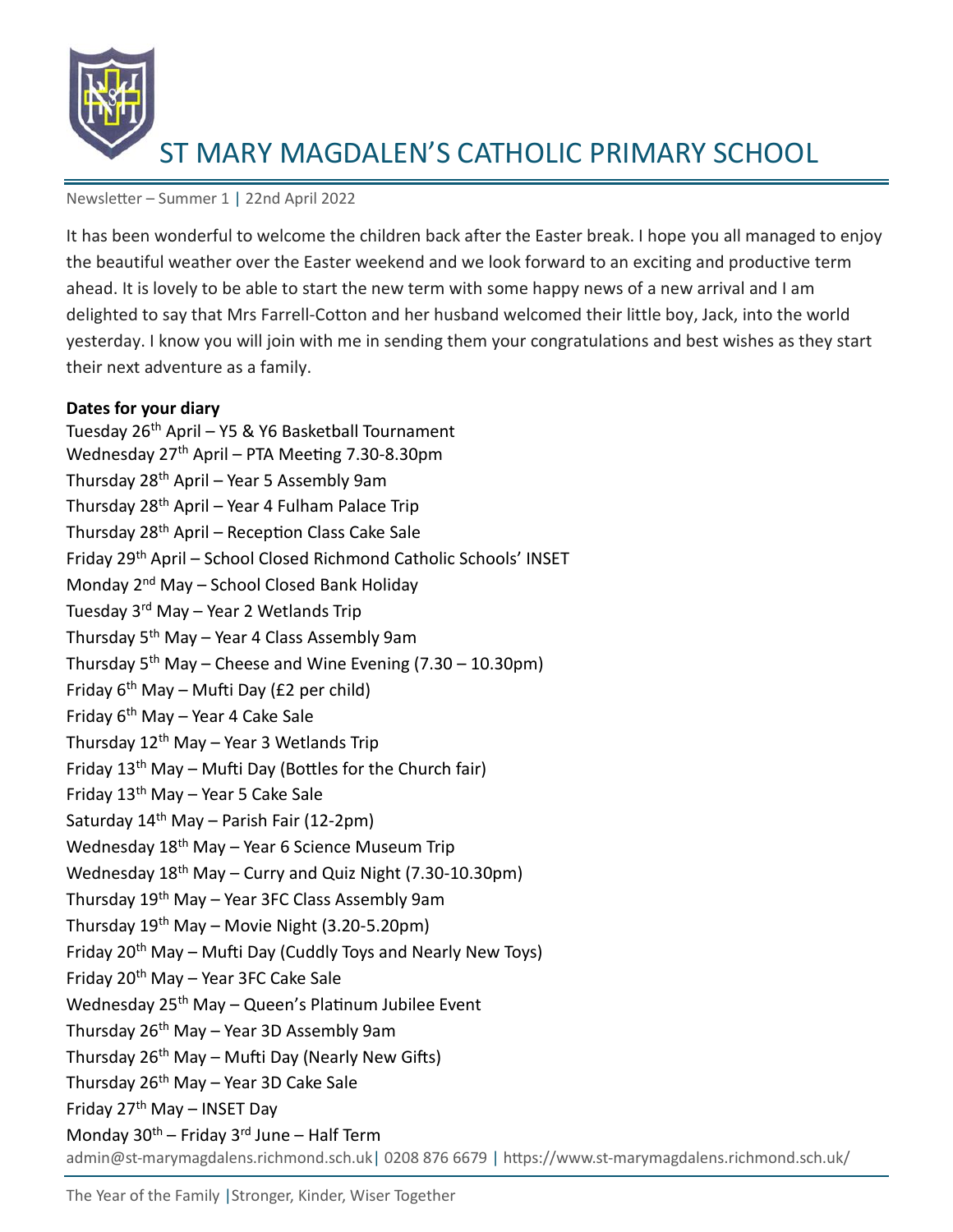# ST MARY MAGDALEN'S CATHOLIC PRIMARY SCHOOL

Newsletter – Summer 1 | 22nd April 2022

It has been wonderful to welcome the children back after the Easter break. I hope you all managed to enjoy the beautiful weather over the Easter weekend and we look forward to an exciting and productive term ahead. It is lovely to be able to start the new term with some happy news of a new arrival and I am delighted to say that Mrs Farrell-Cotton and her husband welcomed their little boy, Jack, into the world yesterday. I know you will join with me in sending them your congratulations and best wishes as they start their next adventure as a family.

**Dates for your diary**

Tuesday 26th April – Y5 & Y6 Basketball Tournament
Wednesday 27th April – PTA Meeting 7.30-8.30pm
Thursday 28th April – Year 5 Assembly 9am
Thursday 28th April – Year 4 Fulham Palace Trip
Thursday 28th April – Reception Class Cake Sale
Friday 29th April – School Closed Richmond Catholic Schools' INSET
Monday 2nd May – School Closed Bank Holiday
Tuesday 3rd May – Year 2 Wetlands Trip
Thursday 5th May – Year 4 Class Assembly 9am
Thursday 5th May – Cheese and Wine Evening (7.30 – 10.30pm)
Friday 6th May – Mufti Day (£2 per child)
Friday 6th May – Year 4 Cake Sale
Thursday 12th May – Year 3 Wetlands Trip
Friday 13th May – Mufti Day (Bottles for the Church fair)
Friday 13th May – Year 5 Cake Sale
Saturday 14th May – Parish Fair (12-2pm)
Wednesday 18th May – Year 6 Science Museum Trip
Wednesday 18th May – Curry and Quiz Night (7.30-10.30pm)
Thursday 19th May – Year 3FC Class Assembly 9am
Thursday 19th May – Movie Night (3.20-5.20pm)
Friday 20th May – Mufti Day (Cuddly Toys and Nearly New Toys)
Friday 20th May – Year 3FC Cake Sale
Wednesday 25th May – Queen's Platinum Jubilee Event
Thursday 26th May – Year 3D Assembly 9am
Thursday 26th May – Mufti Day (Nearly New Gifts)
Thursday 26th May – Year 3D Cake Sale
Friday 27th May – INSET Day
Monday 30th – Friday 3rd June – Half Term

admin@st-marymagdalens.richmond.sch.uk | 0208 876 6679 | https://www.st-marymagdalens.richmond.sch.uk/

The Year of the Family | Stronger, Kinder, Wiser Together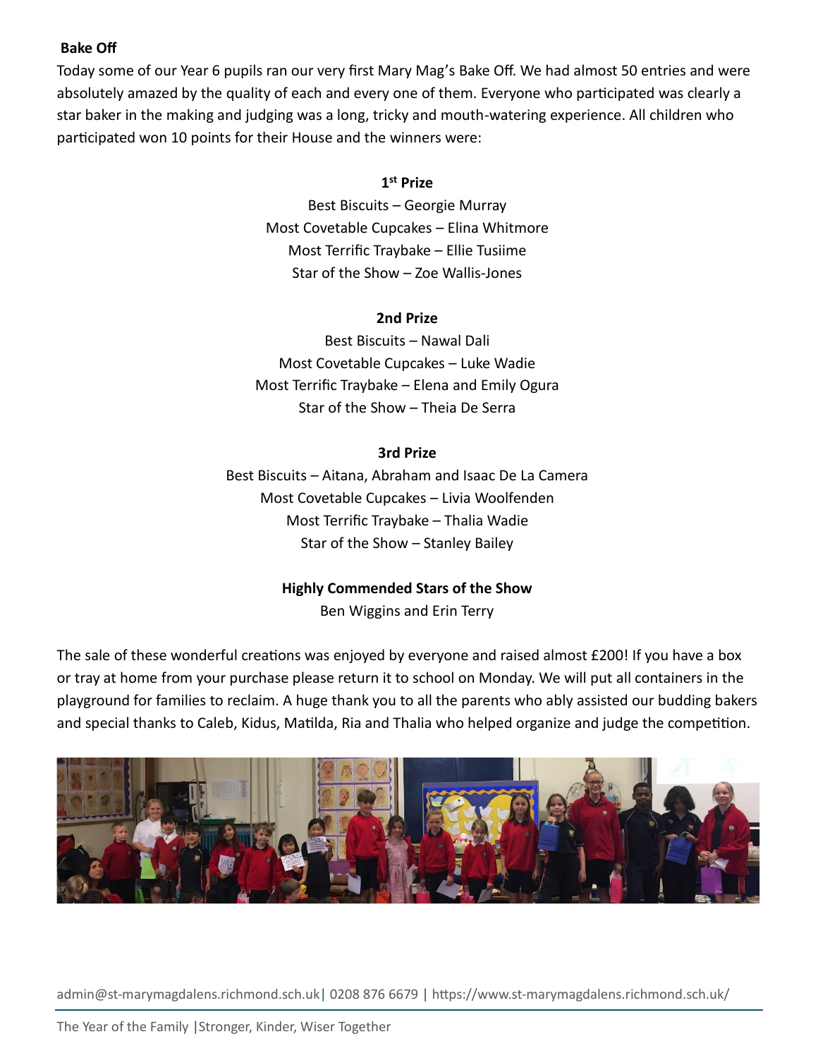**Bake Off**

Today some of our Year 6 pupils ran our very first Mary Mag's Bake Off. We had almost 50 entries and were absolutely amazed by the quality of each and every one of them. Everyone who participated was clearly a star baker in the making and judging was a long, tricky and mouth-watering experience. All children who participated won 10 points for their House and the winners were:

**1st Prize**

Best Biscuits – Georgie Murray
Most Covetable Cupcakes – Elina Whitmore
Most Terrific Traybake – Ellie Tusiime
Star of the Show – Zoe Wallis-Jones

**2nd Prize**

Best Biscuits – Nawal Dali
Most Covetable Cupcakes – Luke Wadie
Most Terrific Traybake – Elena and Emily Ogura
Star of the Show – Theia De Serra

**3rd Prize**

Best Biscuits – Aitana, Abraham and Isaac De La Camera
Most Covetable Cupcakes – Livia Woolfenden
Most Terrific Traybake – Thalia Wadie
Star of the Show – Stanley Bailey

**Highly Commended Stars of the Show**

Ben Wiggins and Erin Terry

The sale of these wonderful creations was enjoyed by everyone and raised almost £200! If you have a box or tray at home from your purchase please return it to school on Monday. We will put all containers in the playground for families to reclaim. A huge thank you to all the parents who ably assisted our budding bakers and special thanks to Caleb, Kidus, Matilda, Ria and Thalia who helped organize and judge the competition.

admin@st-marymagdalens.richmond.sch.uk | 0208 876 6679 | https://www.st-marymagdalens.richmond.sch.uk/

The Year of the Family | Stronger, Kinder, Wiser Together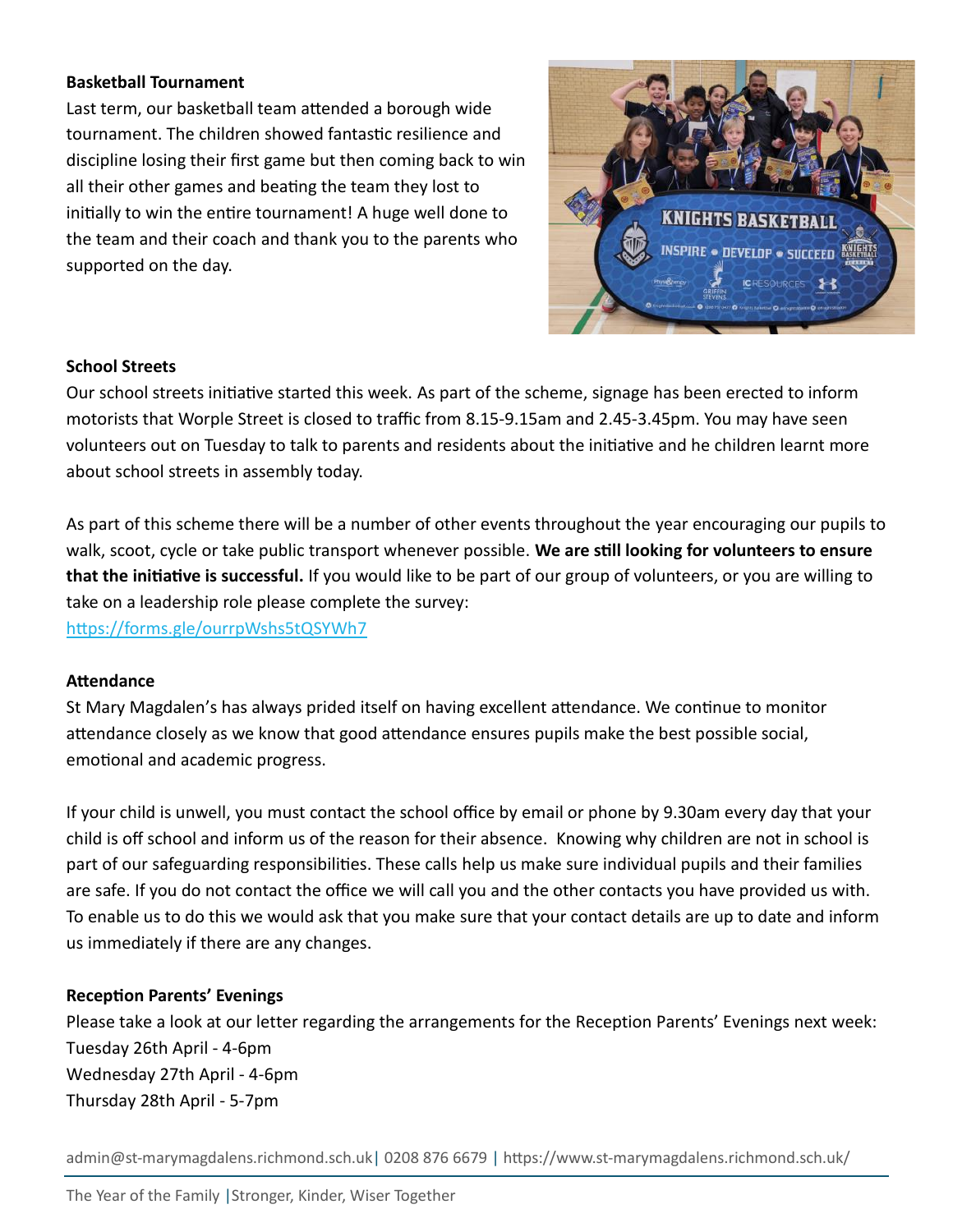**Basketball Tournament**

Last term, our basketball team attended a borough wide tournament. The children showed fantastic resilience and discipline losing their first game but then coming back to win all their other games and beating the team they lost to initially to win the entire tournament! A huge well done to the team and their coach and thank you to the parents who supported on the day.

**School Streets**

Our school streets initiative started this week. As part of the scheme, signage has been erected to inform motorists that Worple Street is closed to traffic from 8.15-9.15am and 2.45-3.45pm. You may have seen volunteers out on Tuesday to talk to parents and residents about the initiative and he children learnt more about school streets in assembly today.

As part of this scheme there will be a number of other events throughout the year encouraging our pupils to walk, scoot, cycle or take public transport whenever possible. **We are still looking for volunteers to ensure that the initiative is successful.** If you would like to be part of our group of volunteers, or you are willing to take on a leadership role please complete the survey:
https://forms.gle/ourrpWshs5tQSYWh7

**Attendance**

St Mary Magdalen's has always prided itself on having excellent attendance. We continue to monitor attendance closely as we know that good attendance ensures pupils make the best possible social, emotional and academic progress.

If your child is unwell, you must contact the school office by email or phone by 9.30am every day that your child is off school and inform us of the reason for their absence. Knowing why children are not in school is part of our safeguarding responsibilities. These calls help us make sure individual pupils and their families are safe. If you do not contact the office we will call you and the other contacts you have provided us with. To enable us to do this we would ask that you make sure that your contact details are up to date and inform us immediately if there are any changes.

**Reception Parents' Evenings**

Please take a look at our letter regarding the arrangements for the Reception Parents' Evenings next week:
Tuesday 26th April - 4-6pm
Wednesday 27th April - 4-6pm
Thursday 28th April - 5-7pm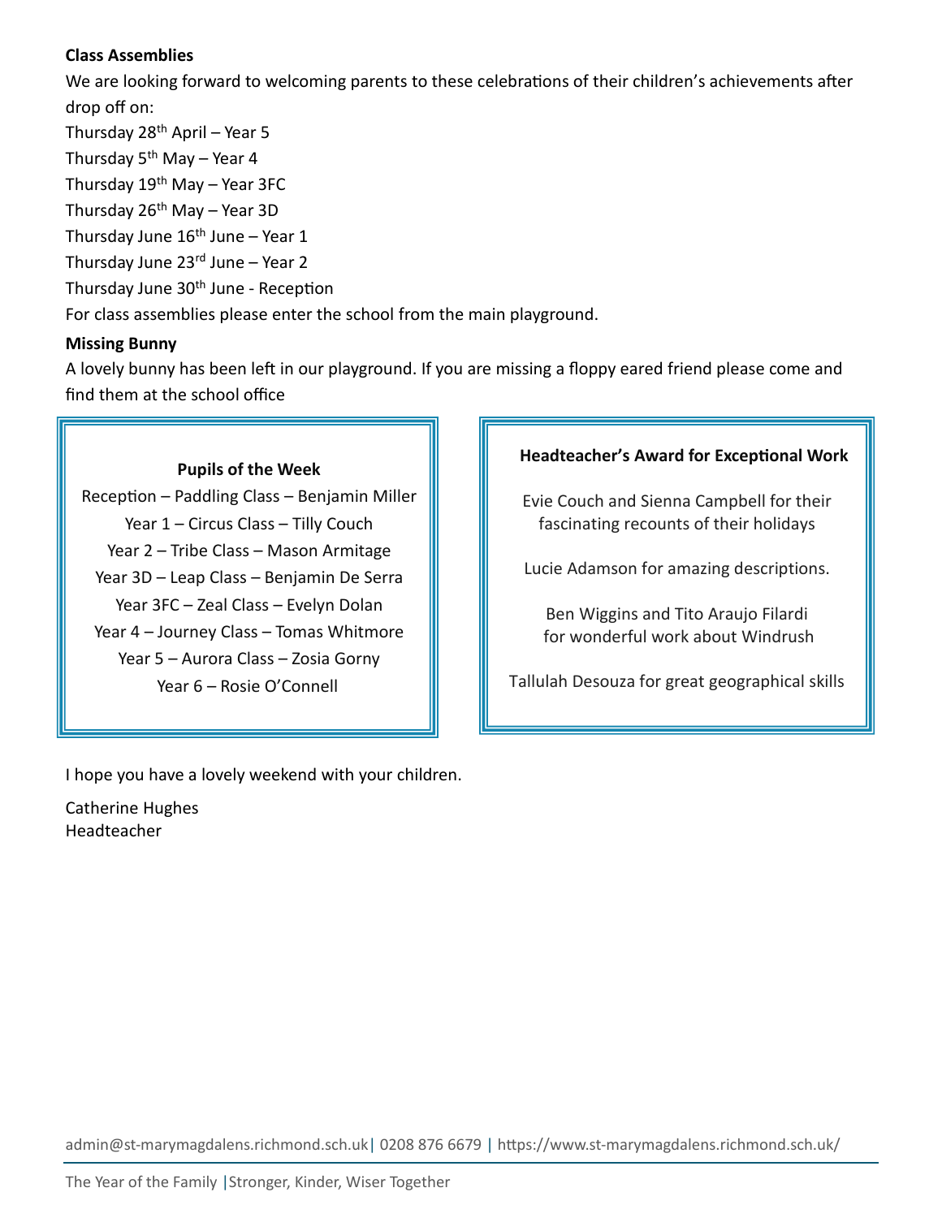**Class Assemblies**

We are looking forward to welcoming parents to these celebrations of their children's achievements after drop off on:

Thursday 28th April – Year 5
Thursday 5th May – Year 4
Thursday 19th May – Year 3FC
Thursday 26th May – Year 3D
Thursday June 16th June – Year 1
Thursday June 23rd June – Year 2
Thursday June 30th June - Reception

For class assemblies please enter the school from the main playground.

**Missing Bunny**

A lovely bunny has been left in our playground. If you are missing a floppy eared friend please come and find them at the school office

**Pupils of the Week**

Reception – Paddling Class – Benjamin Miller
Year 1 – Circus Class – Tilly Couch
Year 2 – Tribe Class – Mason Armitage
Year 3D – Leap Class – Benjamin De Serra
Year 3FC – Zeal Class – Evelyn Dolan
Year 4 – Journey Class – Tomas Whitmore
Year 5 – Aurora Class – Zosia Gorny
Year 6 – Rosie O'Connell

**Headteacher's Award for Exceptional Work**

Evie Couch and Sienna Campbell for their fascinating recounts of their holidays

Lucie Adamson for amazing descriptions.

Ben Wiggins and Tito Araujo Filardi for wonderful work about Windrush

Tallulah Desouza for great geographical skills

I hope you have a lovely weekend with your children.

Catherine Hughes
Headteacher